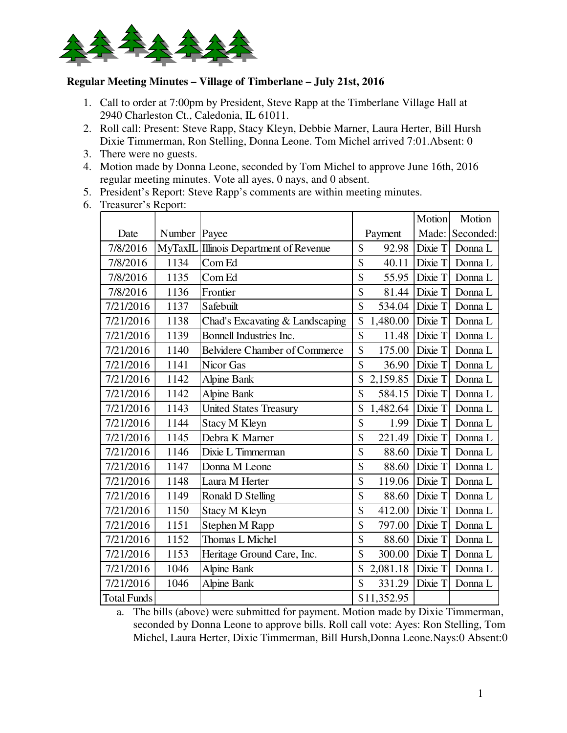**Regular Meeting Minutes – Village of Timberlane – July 21st, 2016**

1. Call to order at 7:00pm by President, Steve Rapp at the Timberlane Village Hall at 2940 Charleston Ct., Caledonia, IL 61011.
2. Roll call: Present: Steve Rapp, Stacy Kleyn, Debbie Marner, Laura Herter, Bill Hursh Dixie Timmerman, Ron Stelling, Donna Leone. Tom Michel arrived 7:01.Absent: 0
3. There were no guests.
4. Motion made by Donna Leone, seconded by Tom Michel to approve June 16th, 2016 regular meeting minutes. Vote all ayes, 0 nays, and 0 absent.
5. President's Report: Steve Rapp's comments are within meeting minutes.
6. Treasurer's Report:

| Date | Number | Payee | Payment | Motion Made: | Motion Seconded: |
|---|---|---|---|---|---|
| 7/8/2016 | MyTaxIL | Illinois Department of Revenue | $ 92.98 | Dixie T | Donna L |
| 7/8/2016 | 1134 | Com Ed | $ 40.11 | Dixie T | Donna L |
| 7/8/2016 | 1135 | Com Ed | $ 55.95 | Dixie T | Donna L |
| 7/8/2016 | 1136 | Frontier | $ 81.44 | Dixie T | Donna L |
| 7/21/2016 | 1137 | Safebuilt | $ 534.04 | Dixie T | Donna L |
| 7/21/2016 | 1138 | Chad's Excavating & Landscaping | $ 1,480.00 | Dixie T | Donna L |
| 7/21/2016 | 1139 | Bonnell Industries Inc. | $ 11.48 | Dixie T | Donna L |
| 7/21/2016 | 1140 | Belvidere Chamber of Commerce | $ 175.00 | Dixie T | Donna L |
| 7/21/2016 | 1141 | Nicor Gas | $ 36.90 | Dixie T | Donna L |
| 7/21/2016 | 1142 | Alpine Bank | $ 2,159.85 | Dixie T | Donna L |
| 7/21/2016 | 1142 | Alpine Bank | $ 584.15 | Dixie T | Donna L |
| 7/21/2016 | 1143 | United States Treasury | $ 1,482.64 | Dixie T | Donna L |
| 7/21/2016 | 1144 | Stacy M Kleyn | $ 1.99 | Dixie T | Donna L |
| 7/21/2016 | 1145 | Debra K Marner | $ 221.49 | Dixie T | Donna L |
| 7/21/2016 | 1146 | Dixie L Timmerman | $ 88.60 | Dixie T | Donna L |
| 7/21/2016 | 1147 | Donna M Leone | $ 88.60 | Dixie T | Donna L |
| 7/21/2016 | 1148 | Laura M Herter | $ 119.06 | Dixie T | Donna L |
| 7/21/2016 | 1149 | Ronald D Stelling | $ 88.60 | Dixie T | Donna L |
| 7/21/2016 | 1150 | Stacy M Kleyn | $ 412.00 | Dixie T | Donna L |
| 7/21/2016 | 1151 | Stephen M Rapp | $ 797.00 | Dixie T | Donna L |
| 7/21/2016 | 1152 | Thomas L Michel | $ 88.60 | Dixie T | Donna L |
| 7/21/2016 | 1153 | Heritage Ground Care, Inc. | $ 300.00 | Dixie T | Donna L |
| 7/21/2016 | 1046 | Alpine Bank | $ 2,081.18 | Dixie T | Donna L |
| 7/21/2016 | 1046 | Alpine Bank | $ 331.29 | Dixie T | Donna L |
| Total Funds | | | $11,352.95 | | |

   a. The bills (above) were submitted for payment. Motion made by Dixie Timmerman, seconded by Donna Leone to approve bills. Roll call vote: Ayes: Ron Stelling, Tom Michel, Laura Herter, Dixie Timmerman, Bill Hursh,Donna Leone.Nays:0 Absent:0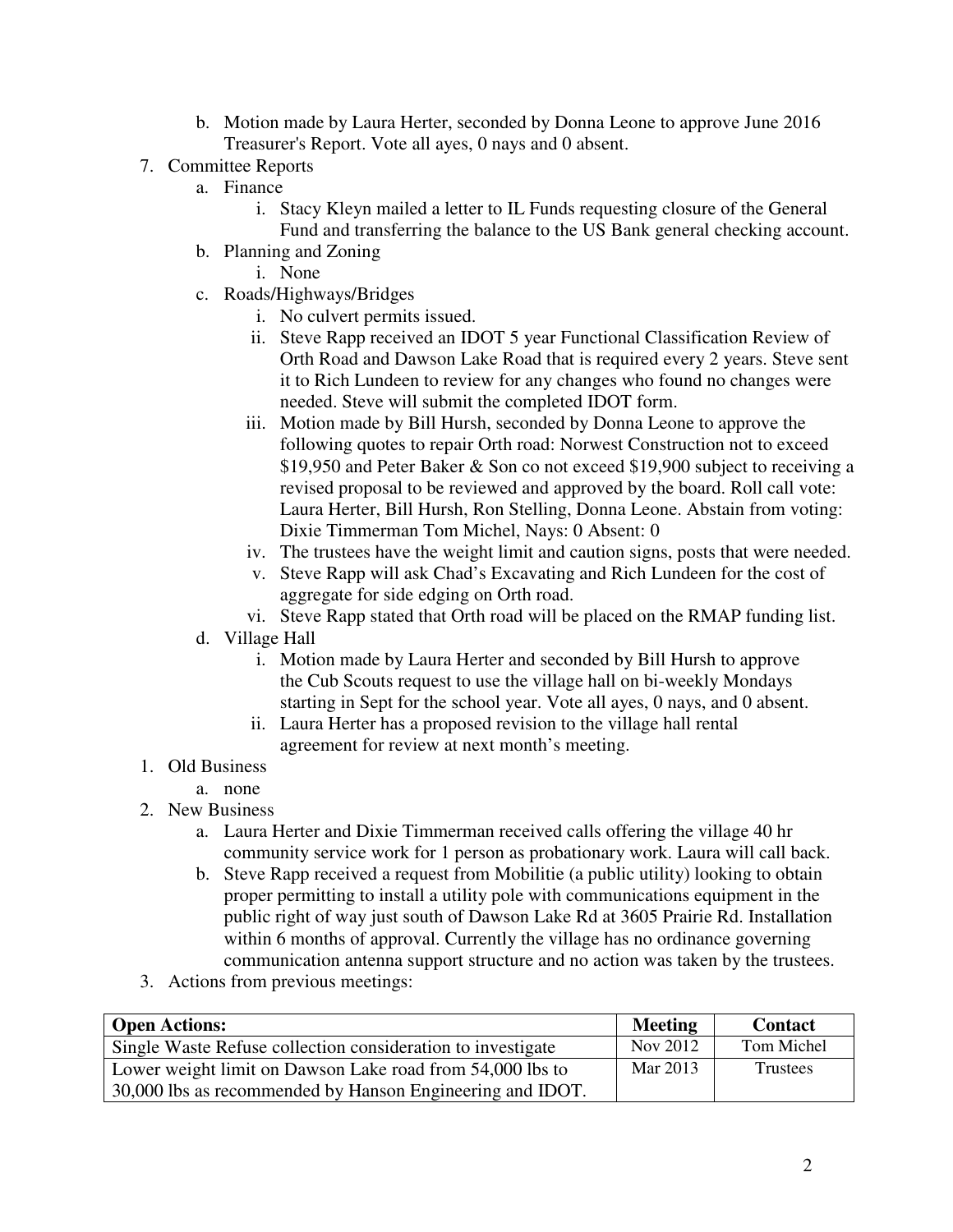b. Motion made by Laura Herter, seconded by Donna Leone to approve June 2016 Treasurer's Report. Vote all ayes, 0 nays and 0 absent.

7. Committee Reports
   a. Finance
      i. Stacy Kleyn mailed a letter to IL Funds requesting closure of the General Fund and transferring the balance to the US Bank general checking account.
   b. Planning and Zoning
      i. None
   c. Roads/Highways/Bridges
      i. No culvert permits issued.
      ii. Steve Rapp received an IDOT 5 year Functional Classification Review of Orth Road and Dawson Lake Road that is required every 2 years. Steve sent it to Rich Lundeen to review for any changes who found no changes were needed. Steve will submit the completed IDOT form.
      iii. Motion made by Bill Hursh, seconded by Donna Leone to approve the following quotes to repair Orth road: Norwest Construction not to exceed $19,950 and Peter Baker & Son co not exceed $19,900 subject to receiving a revised proposal to be reviewed and approved by the board. Roll call vote: Laura Herter, Bill Hursh, Ron Stelling, Donna Leone. Abstain from voting: Dixie Timmerman Tom Michel, Nays: 0 Absent: 0
      iv. The trustees have the weight limit and caution signs, posts that were needed.
      v. Steve Rapp will ask Chad's Excavating and Rich Lundeen for the cost of aggregate for side edging on Orth road.
      vi. Steve Rapp stated that Orth road will be placed on the RMAP funding list.
   d. Village Hall
      i. Motion made by Laura Herter and seconded by Bill Hursh to approve the Cub Scouts request to use the village hall on bi-weekly Mondays starting in Sept for the school year. Vote all ayes, 0 nays, and 0 absent.
      ii. Laura Herter has a proposed revision to the village hall rental agreement for review at next month's meeting.

1. Old Business
   a. none
2. New Business
   a. Laura Herter and Dixie Timmerman received calls offering the village 40 hr community service work for 1 person as probationary work. Laura will call back.
   b. Steve Rapp received a request from Mobilitie (a public utility) looking to obtain proper permitting to install a utility pole with communications equipment in the public right of way just south of Dawson Lake Rd at 3605 Prairie Rd. Installation within 6 months of approval. Currently the village has no ordinance governing communication antenna support structure and no action was taken by the trustees.
3. Actions from previous meetings:

| Open Actions: | Meeting | Contact |
|---|---|---|
| Single Waste Refuse collection consideration to investigate | Nov 2012 | Tom Michel |
| Lower weight limit on Dawson Lake road from 54,000 lbs to 30,000 lbs as recommended by Hanson Engineering and IDOT. | Mar 2013 | Trustees |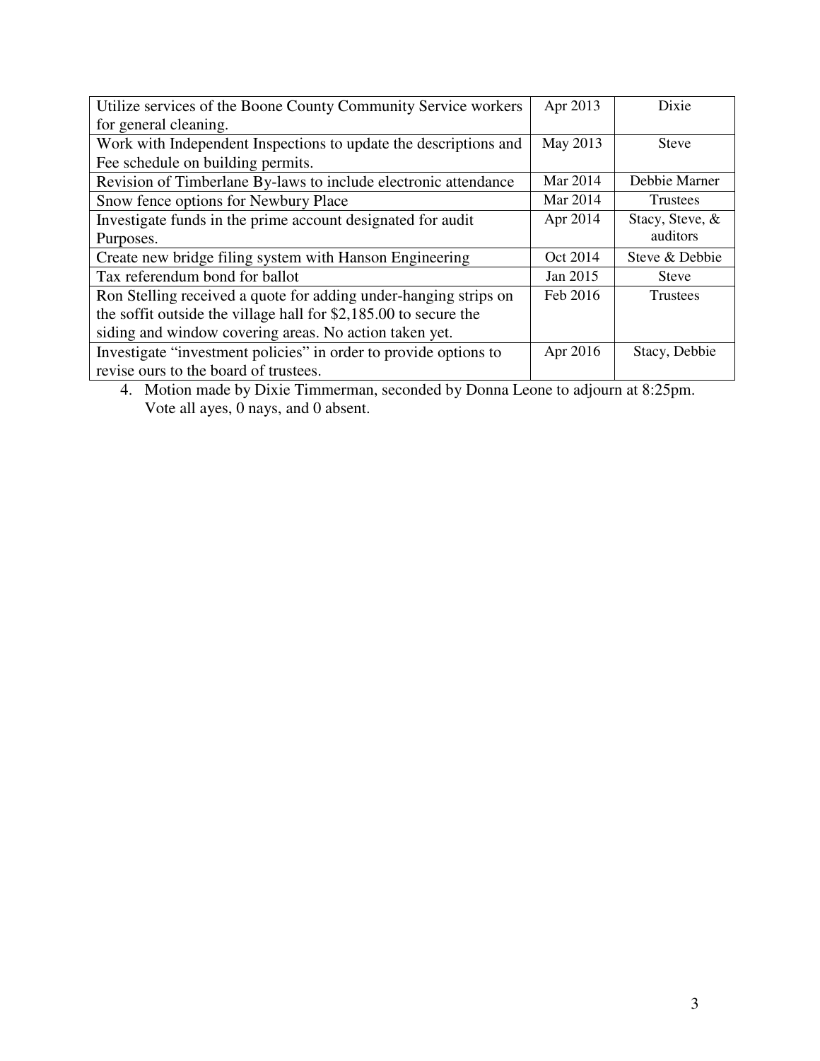| | | |
|---|---|---|
| Utilize services of the Boone County Community Service workers for general cleaning. | Apr 2013 | Dixie |
| Work with Independent Inspections to update the descriptions and Fee schedule on building permits. | May 2013 | Steve |
| Revision of Timberlane By-laws to include electronic attendance | Mar 2014 | Debbie Marner |
| Snow fence options for Newbury Place | Mar 2014 | Trustees |
| Investigate funds in the prime account designated for audit Purposes. | Apr 2014 | Stacy, Steve, & auditors |
| Create new bridge filing system with Hanson Engineering | Oct 2014 | Steve & Debbie |
| Tax referendum bond for ballot | Jan 2015 | Steve |
| Ron Stelling received a quote for adding under-hanging strips on the soffit outside the village hall for $2,185.00 to secure the siding and window covering areas. No action taken yet. | Feb 2016 | Trustees |
| Investigate "investment policies" in order to provide options to revise ours to the board of trustees. | Apr 2016 | Stacy, Debbie |

4. Motion made by Dixie Timmerman, seconded by Donna Leone to adjourn at 8:25pm. Vote all ayes, 0 nays, and 0 absent.